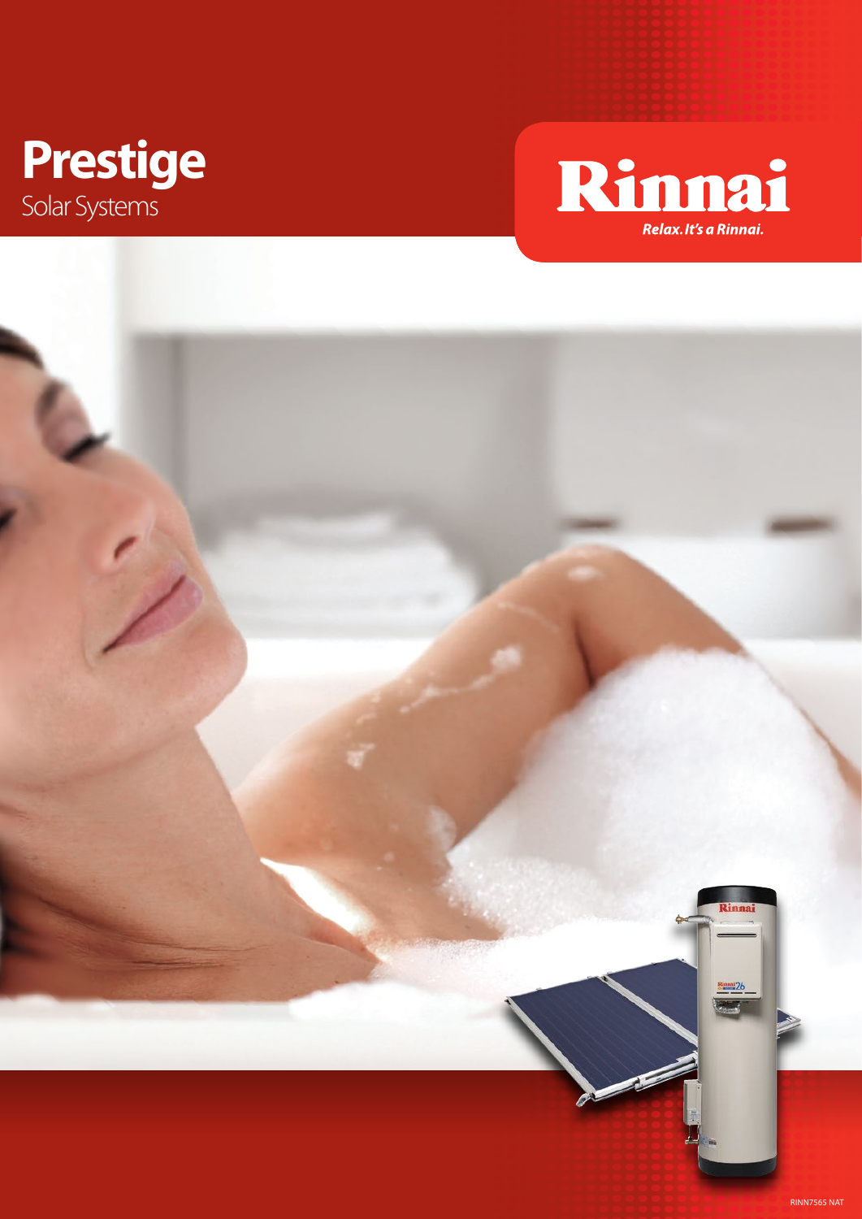# Prestige

Solar Systems

Rinnai

*Relax. It's a Rinnai.*

RINN7565 NAT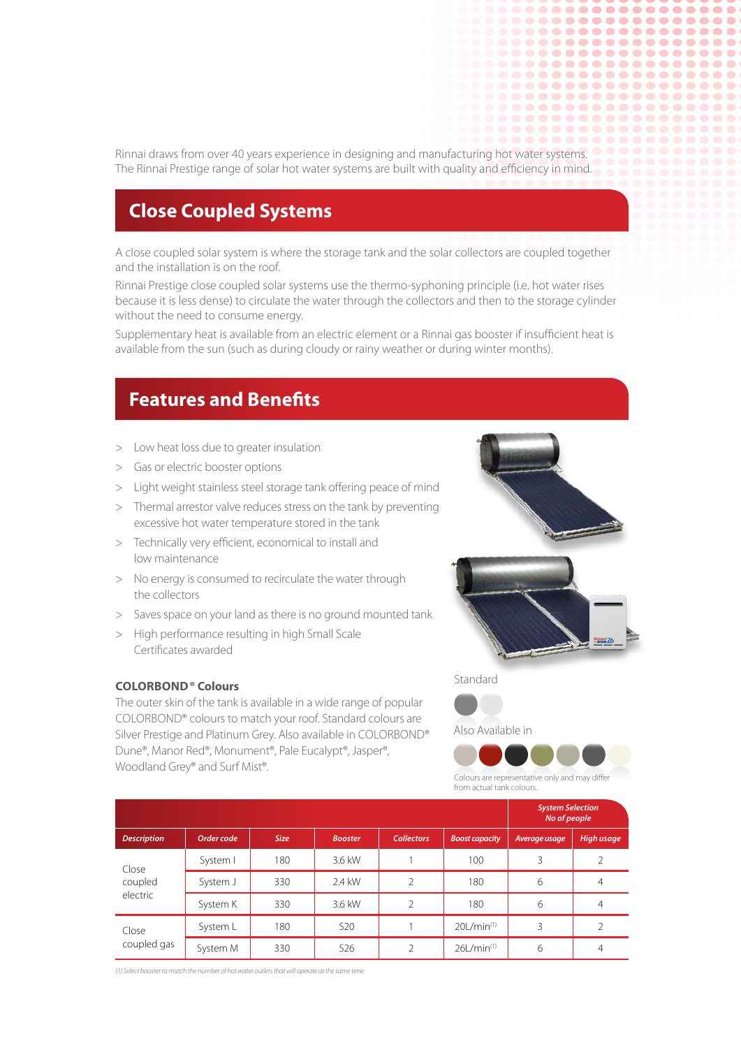Rinnai draws from over 40 years experience in designing and manufacturing hot water systems. The Rinnai Prestige range of solar hot water systems are built with quality and efficiency in mind.

## Close Coupled Systems

A close coupled solar system is where the storage tank and the solar collectors are coupled together and the installation is on the roof.

Rinnai Prestige close coupled solar systems use the thermo-syphoning principle (i.e. hot water rises because it is less dense) to circulate the water through the collectors and then to the storage cylinder without the need to consume energy.

Supplementary heat is available from an electric element or a Rinnai gas booster if insufficient heat is available from the sun (such as during cloudy or rainy weather or during winter months).

## Features and Benefits

- Low heat loss due to greater insulation
- Gas or electric booster options
- Light weight stainless steel storage tank offering peace of mind
- Thermal arrestor valve reduces stress on the tank by preventing excessive hot water temperature stored in the tank
- Technically very efficient, economical to install and low maintenance
- No energy is consumed to recirculate the water through the collectors
- Saves space on your land as there is no ground mounted tank
- High performance resulting in high Small Scale Certificates awarded

### COLORBOND® Colours

The outer skin of the tank is available in a wide range of popular COLORBOND® colours to match your roof. Standard colours are Silver Prestige and Platinum Grey. Also available in COLORBOND® Dune®, Manor Red®, Monument®, Pale Eucalypt®, Jasper®, Woodland Grey® and Surf Mist®.

Standard

Also Available in

Colours are representative only and may differ from actual tank colours.

| | | | | | | System Selection No of people | |
|---|---|---|---|---|---|---|---|
| *Description* | *Order code* | *Size* | *Booster* | *Collectors* | *Boost capacity* | *Average usage* | *High usage* |
| Close coupled electric | System I | 180 | 3.6 kW | 1 | 100 | 3 | 2 |
| | System J | 330 | 2.4 kW | 2 | 180 | 6 | 4 |
| | System K | 330 | 3.6 kW | 2 | 180 | 6 | 4 |
| Close coupled gas | System L | 180 | S20 | 1 | 20L/min[1] | 3 | 2 |
| | System M | 330 | S26 | 2 | 26L/min[1] | 6 | 4 |

*(1) Select booster to match the number of hot water outlets that will operate at the same time*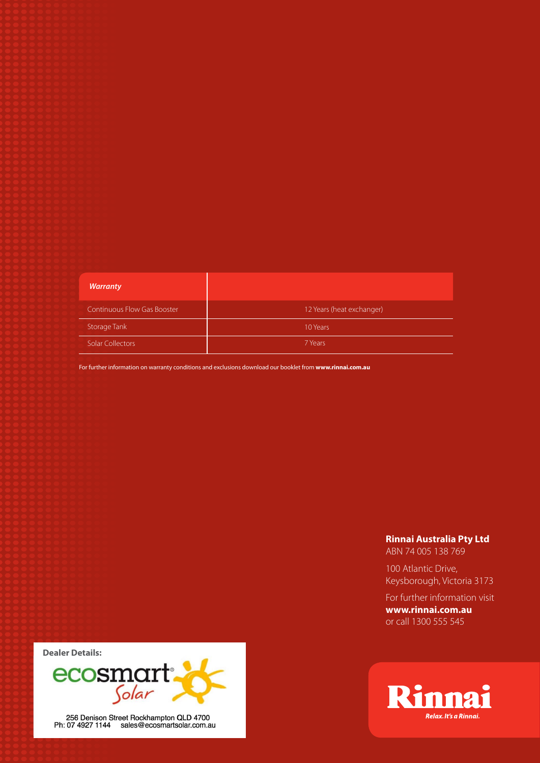| *Warranty* | |
| --- | --- |
| Continuous Flow Gas Booster | 12 Years (heat exchanger) |
| Storage Tank | 10 Years |
| Solar Collectors | 7 Years |

For further information on warranty conditions and exclusions download our booklet from **www.rinnai.com.au**

**Rinnai Australia Pty Ltd**
ABN 74 005 138 769

100 Atlantic Drive,
Keysborough, Victoria 3173

For further information visit
**www.rinnai.com.au**
or call 1300 555 545

**Dealer Details:**

ecosmart® Solar

256 Denison Street Rockhampton QLD 4700
Ph: 07 4927 1144 sales@ecosmartsolar.com.au

Rinnai
*Relax. It's a Rinnai.*